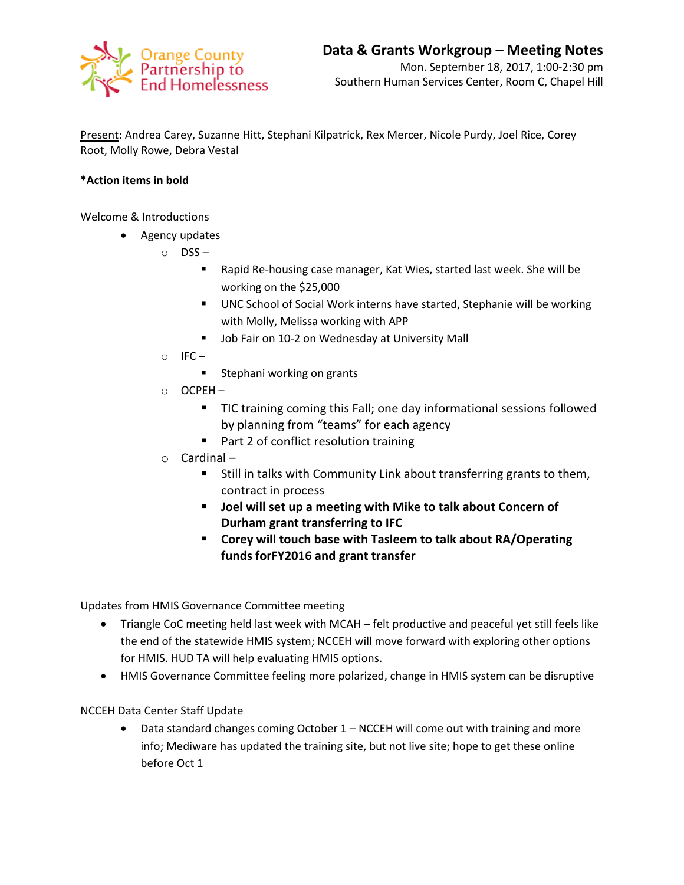Orange County Partnership to End Homelessness

# Data & Grants Workgroup – Meeting Notes

Mon. September 18, 2017, 1:00-2:30 pm
Southern Human Services Center, Room C, Chapel Hill

Present: Andrea Carey, Suzanne Hitt, Stephani Kilpatrick, Rex Mercer, Nicole Purdy, Joel Rice, Corey Root, Molly Rowe, Debra Vestal

**\*Action items in bold**

Welcome & Introductions

- Agency updates
  - DSS –
    - Rapid Re-housing case manager, Kat Wies, started last week. She will be working on the $25,000
    - UNC School of Social Work interns have started, Stephanie will be working with Molly, Melissa working with APP
    - Job Fair on 10-2 on Wednesday at University Mall
  - IFC –
    - Stephani working on grants
  - OCPEH –
    - TIC training coming this Fall; one day informational sessions followed by planning from "teams" for each agency
    - Part 2 of conflict resolution training
  - Cardinal –
    - Still in talks with Community Link about transferring grants to them, contract in process
    - **Joel will set up a meeting with Mike to talk about Concern of Durham grant transferring to IFC**
    - **Corey will touch base with Tasleem to talk about RA/Operating funds forFY2016 and grant transfer**

Updates from HMIS Governance Committee meeting

- Triangle CoC meeting held last week with MCAH – felt productive and peaceful yet still feels like the end of the statewide HMIS system; NCCEH will move forward with exploring other options for HMIS. HUD TA will help evaluating HMIS options.
- HMIS Governance Committee feeling more polarized, change in HMIS system can be disruptive

NCCEH Data Center Staff Update

- Data standard changes coming October 1 – NCCEH will come out with training and more info; Mediware has updated the training site, but not live site; hope to get these online before Oct 1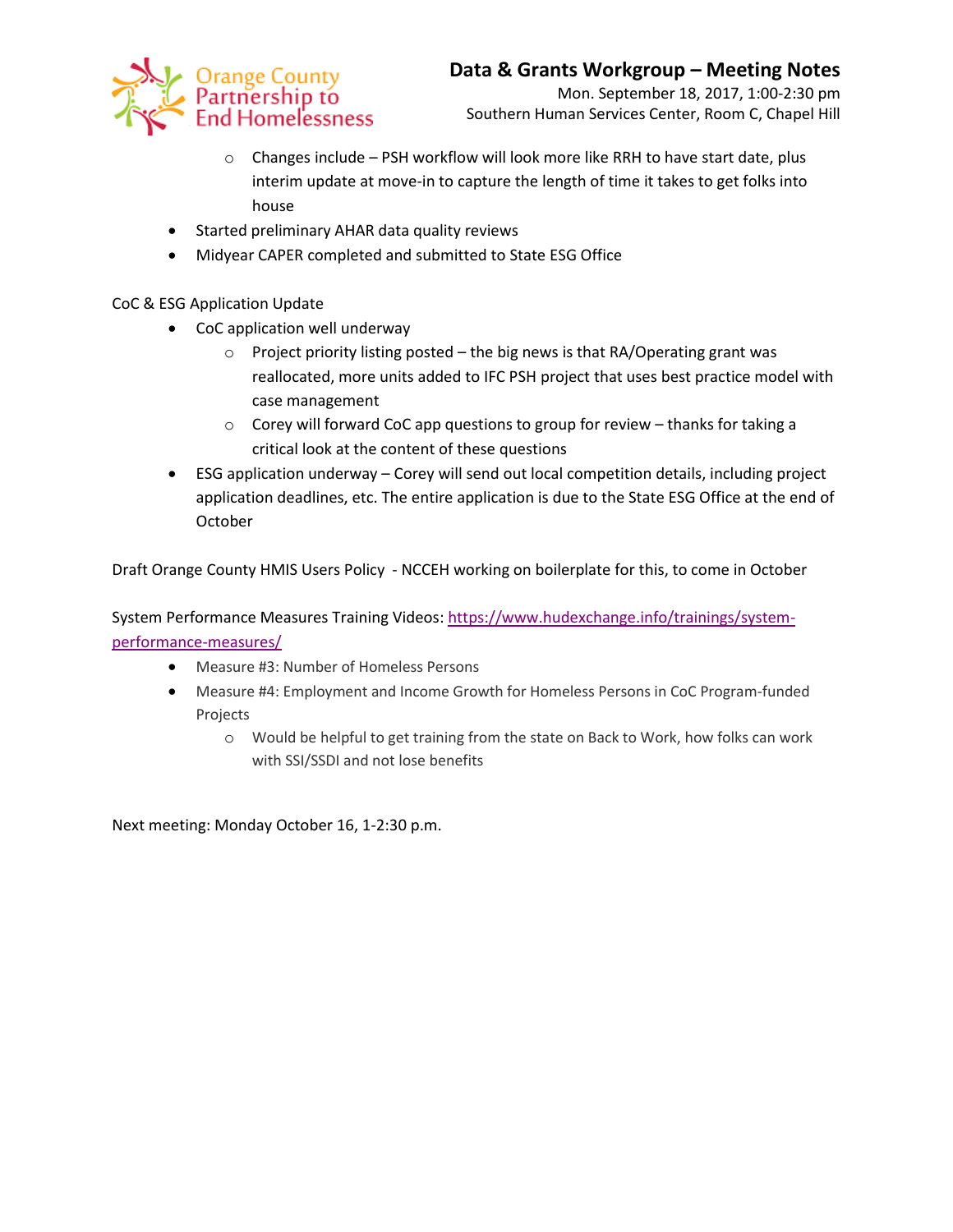- Changes include – PSH workflow will look more like RRH to have start date, plus interim update at move-in to capture the length of time it takes to get folks into house
- Started preliminary AHAR data quality reviews
- Midyear CAPER completed and submitted to State ESG Office

CoC & ESG Application Update

- CoC application well underway
  - Project priority listing posted – the big news is that RA/Operating grant was reallocated, more units added to IFC PSH project that uses best practice model with case management
  - Corey will forward CoC app questions to group for review – thanks for taking a critical look at the content of these questions
- ESG application underway – Corey will send out local competition details, including project application deadlines, etc. The entire application is due to the State ESG Office at the end of October

Draft Orange County HMIS Users Policy - NCCEH working on boilerplate for this, to come in October

System Performance Measures Training Videos: https://www.hudexchange.info/trainings/system-performance-measures/

- Measure #3: Number of Homeless Persons
- Measure #4: Employment and Income Growth for Homeless Persons in CoC Program-funded Projects
  - Would be helpful to get training from the state on Back to Work, how folks can work with SSI/SSDI and not lose benefits

Next meeting: Monday October 16, 1-2:30 p.m.